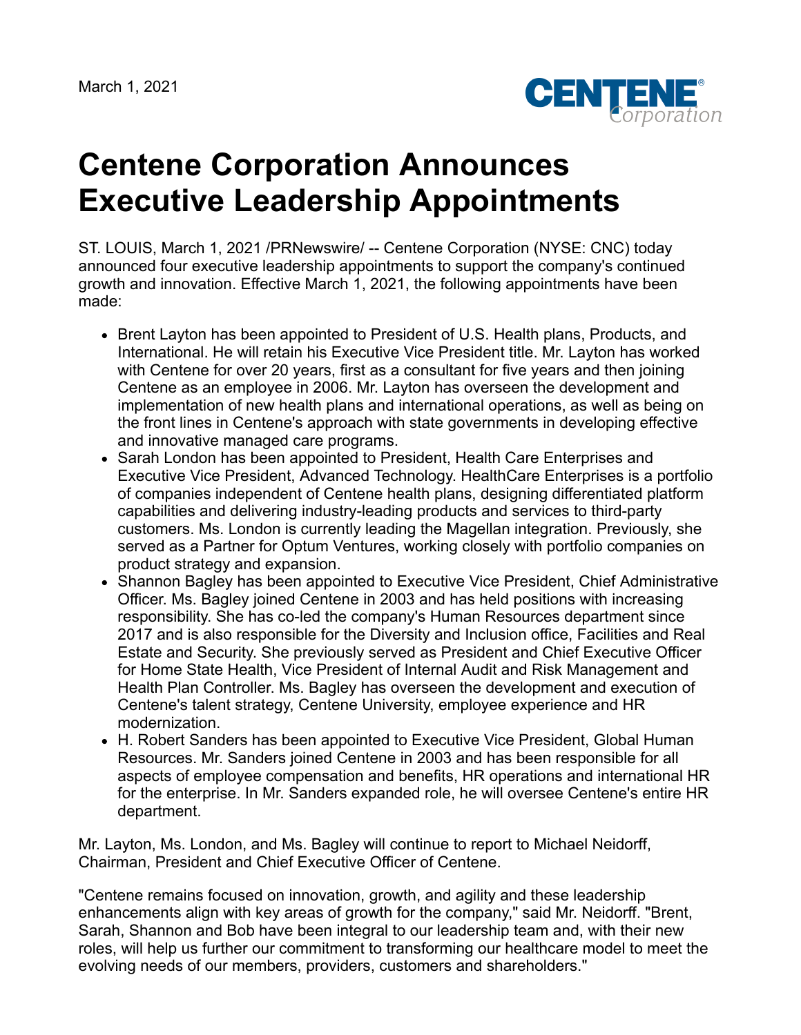March 1, 2021

# Centene Corporation Announces Executive Leadership Appointments

ST. LOUIS, March 1, 2021 /PRNewswire/ -- Centene Corporation (NYSE: CNC) today announced four executive leadership appointments to support the company's continued growth and innovation. Effective March 1, 2021, the following appointments have been made:

- Brent Layton has been appointed to President of U.S. Health plans, Products, and International. He will retain his Executive Vice President title. Mr. Layton has worked with Centene for over 20 years, first as a consultant for five years and then joining Centene as an employee in 2006. Mr. Layton has overseen the development and implementation of new health plans and international operations, as well as being on the front lines in Centene's approach with state governments in developing effective and innovative managed care programs.
- Sarah London has been appointed to President, Health Care Enterprises and Executive Vice President, Advanced Technology. HealthCare Enterprises is a portfolio of companies independent of Centene health plans, designing differentiated platform capabilities and delivering industry-leading products and services to third-party customers. Ms. London is currently leading the Magellan integration. Previously, she served as a Partner for Optum Ventures, working closely with portfolio companies on product strategy and expansion.
- Shannon Bagley has been appointed to Executive Vice President, Chief Administrative Officer. Ms. Bagley joined Centene in 2003 and has held positions with increasing responsibility. She has co-led the company's Human Resources department since 2017 and is also responsible for the Diversity and Inclusion office, Facilities and Real Estate and Security. She previously served as President and Chief Executive Officer for Home State Health, Vice President of Internal Audit and Risk Management and Health Plan Controller. Ms. Bagley has overseen the development and execution of Centene's talent strategy, Centene University, employee experience and HR modernization.
- H. Robert Sanders has been appointed to Executive Vice President, Global Human Resources. Mr. Sanders joined Centene in 2003 and has been responsible for all aspects of employee compensation and benefits, HR operations and international HR for the enterprise. In Mr. Sanders expanded role, he will oversee Centene's entire HR department.

Mr. Layton, Ms. London, and Ms. Bagley will continue to report to Michael Neidorff, Chairman, President and Chief Executive Officer of Centene.

"Centene remains focused on innovation, growth, and agility and these leadership enhancements align with key areas of growth for the company," said Mr. Neidorff. "Brent, Sarah, Shannon and Bob have been integral to our leadership team and, with their new roles, will help us further our commitment to transforming our healthcare model to meet the evolving needs of our members, providers, customers and shareholders."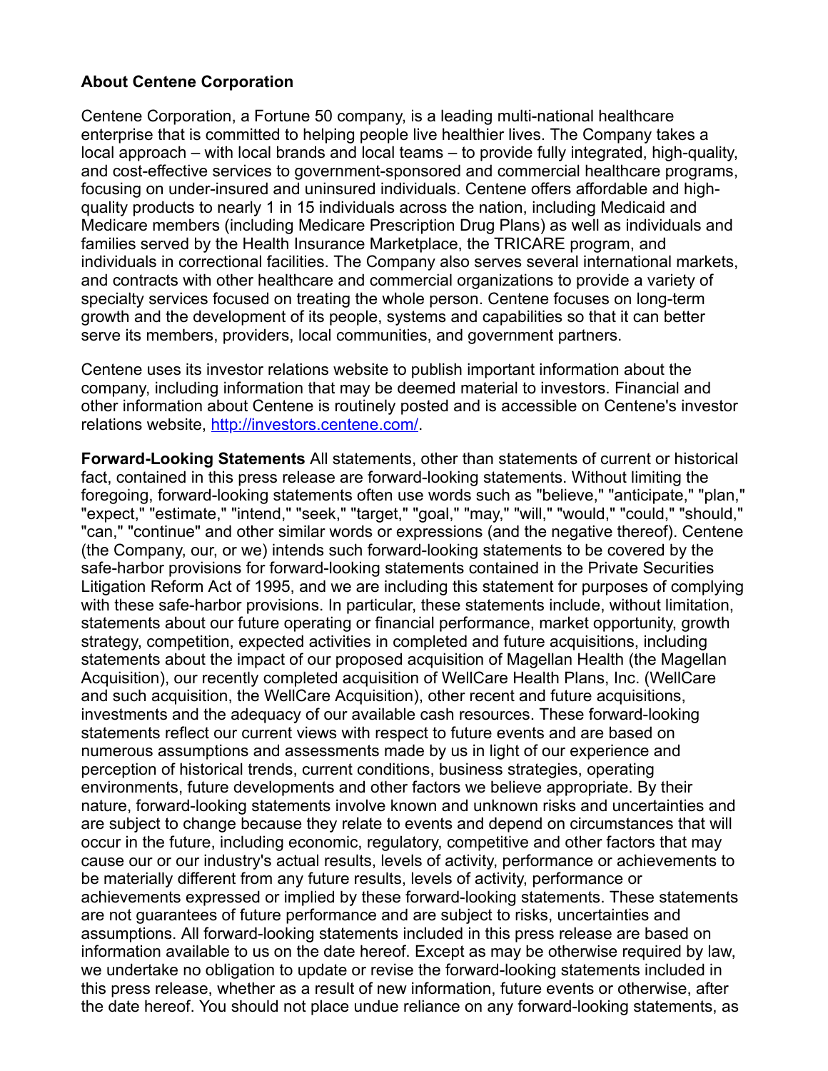**About Centene Corporation**

Centene Corporation, a Fortune 50 company, is a leading multi-national healthcare enterprise that is committed to helping people live healthier lives. The Company takes a local approach – with local brands and local teams – to provide fully integrated, high-quality, and cost-effective services to government-sponsored and commercial healthcare programs, focusing on under-insured and uninsured individuals. Centene offers affordable and high-quality products to nearly 1 in 15 individuals across the nation, including Medicaid and Medicare members (including Medicare Prescription Drug Plans) as well as individuals and families served by the Health Insurance Marketplace, the TRICARE program, and individuals in correctional facilities. The Company also serves several international markets, and contracts with other healthcare and commercial organizations to provide a variety of specialty services focused on treating the whole person. Centene focuses on long-term growth and the development of its people, systems and capabilities so that it can better serve its members, providers, local communities, and government partners.

Centene uses its investor relations website to publish important information about the company, including information that may be deemed material to investors. Financial and other information about Centene is routinely posted and is accessible on Centene's investor relations website, [http://investors.centene.com/](http://investors.centene.com/).

**Forward-Looking Statements** All statements, other than statements of current or historical fact, contained in this press release are forward-looking statements. Without limiting the foregoing, forward-looking statements often use words such as "believe," "anticipate," "plan," "expect," "estimate," "intend," "seek," "target," "goal," "may," "will," "would," "could," "should," "can," "continue" and other similar words or expressions (and the negative thereof). Centene (the Company, our, or we) intends such forward-looking statements to be covered by the safe-harbor provisions for forward-looking statements contained in the Private Securities Litigation Reform Act of 1995, and we are including this statement for purposes of complying with these safe-harbor provisions. In particular, these statements include, without limitation, statements about our future operating or financial performance, market opportunity, growth strategy, competition, expected activities in completed and future acquisitions, including statements about the impact of our proposed acquisition of Magellan Health (the Magellan Acquisition), our recently completed acquisition of WellCare Health Plans, Inc. (WellCare and such acquisition, the WellCare Acquisition), other recent and future acquisitions, investments and the adequacy of our available cash resources. These forward-looking statements reflect our current views with respect to future events and are based on numerous assumptions and assessments made by us in light of our experience and perception of historical trends, current conditions, business strategies, operating environments, future developments and other factors we believe appropriate. By their nature, forward-looking statements involve known and unknown risks and uncertainties and are subject to change because they relate to events and depend on circumstances that will occur in the future, including economic, regulatory, competitive and other factors that may cause our or our industry's actual results, levels of activity, performance or achievements to be materially different from any future results, levels of activity, performance or achievements expressed or implied by these forward-looking statements. These statements are not guarantees of future performance and are subject to risks, uncertainties and assumptions. All forward-looking statements included in this press release are based on information available to us on the date hereof. Except as may be otherwise required by law, we undertake no obligation to update or revise the forward-looking statements included in this press release, whether as a result of new information, future events or otherwise, after the date hereof. You should not place undue reliance on any forward-looking statements, as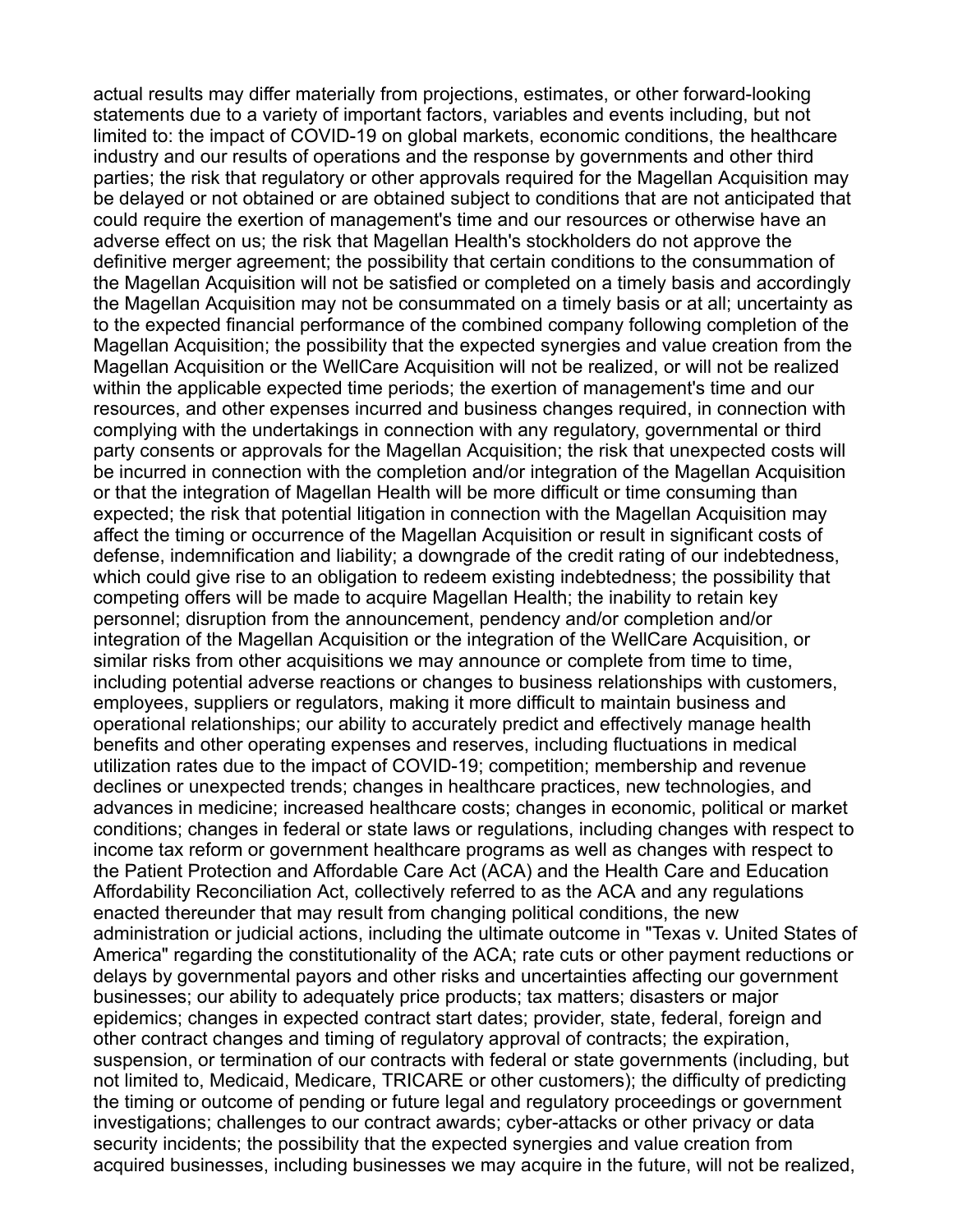actual results may differ materially from projections, estimates, or other forward-looking statements due to a variety of important factors, variables and events including, but not limited to: the impact of COVID-19 on global markets, economic conditions, the healthcare industry and our results of operations and the response by governments and other third parties; the risk that regulatory or other approvals required for the Magellan Acquisition may be delayed or not obtained or are obtained subject to conditions that are not anticipated that could require the exertion of management's time and our resources or otherwise have an adverse effect on us; the risk that Magellan Health's stockholders do not approve the definitive merger agreement; the possibility that certain conditions to the consummation of the Magellan Acquisition will not be satisfied or completed on a timely basis and accordingly the Magellan Acquisition may not be consummated on a timely basis or at all; uncertainty as to the expected financial performance of the combined company following completion of the Magellan Acquisition; the possibility that the expected synergies and value creation from the Magellan Acquisition or the WellCare Acquisition will not be realized, or will not be realized within the applicable expected time periods; the exertion of management's time and our resources, and other expenses incurred and business changes required, in connection with complying with the undertakings in connection with any regulatory, governmental or third party consents or approvals for the Magellan Acquisition; the risk that unexpected costs will be incurred in connection with the completion and/or integration of the Magellan Acquisition or that the integration of Magellan Health will be more difficult or time consuming than expected; the risk that potential litigation in connection with the Magellan Acquisition may affect the timing or occurrence of the Magellan Acquisition or result in significant costs of defense, indemnification and liability; a downgrade of the credit rating of our indebtedness, which could give rise to an obligation to redeem existing indebtedness; the possibility that competing offers will be made to acquire Magellan Health; the inability to retain key personnel; disruption from the announcement, pendency and/or completion and/or integration of the Magellan Acquisition or the integration of the WellCare Acquisition, or similar risks from other acquisitions we may announce or complete from time to time, including potential adverse reactions or changes to business relationships with customers, employees, suppliers or regulators, making it more difficult to maintain business and operational relationships; our ability to accurately predict and effectively manage health benefits and other operating expenses and reserves, including fluctuations in medical utilization rates due to the impact of COVID-19; competition; membership and revenue declines or unexpected trends; changes in healthcare practices, new technologies, and advances in medicine; increased healthcare costs; changes in economic, political or market conditions; changes in federal or state laws or regulations, including changes with respect to income tax reform or government healthcare programs as well as changes with respect to the Patient Protection and Affordable Care Act (ACA) and the Health Care and Education Affordability Reconciliation Act, collectively referred to as the ACA and any regulations enacted thereunder that may result from changing political conditions, the new administration or judicial actions, including the ultimate outcome in "Texas v. United States of America" regarding the constitutionality of the ACA; rate cuts or other payment reductions or delays by governmental payors and other risks and uncertainties affecting our government businesses; our ability to adequately price products; tax matters; disasters or major epidemics; changes in expected contract start dates; provider, state, federal, foreign and other contract changes and timing of regulatory approval of contracts; the expiration, suspension, or termination of our contracts with federal or state governments (including, but not limited to, Medicaid, Medicare, TRICARE or other customers); the difficulty of predicting the timing or outcome of pending or future legal and regulatory proceedings or government investigations; challenges to our contract awards; cyber-attacks or other privacy or data security incidents; the possibility that the expected synergies and value creation from acquired businesses, including businesses we may acquire in the future, will not be realized,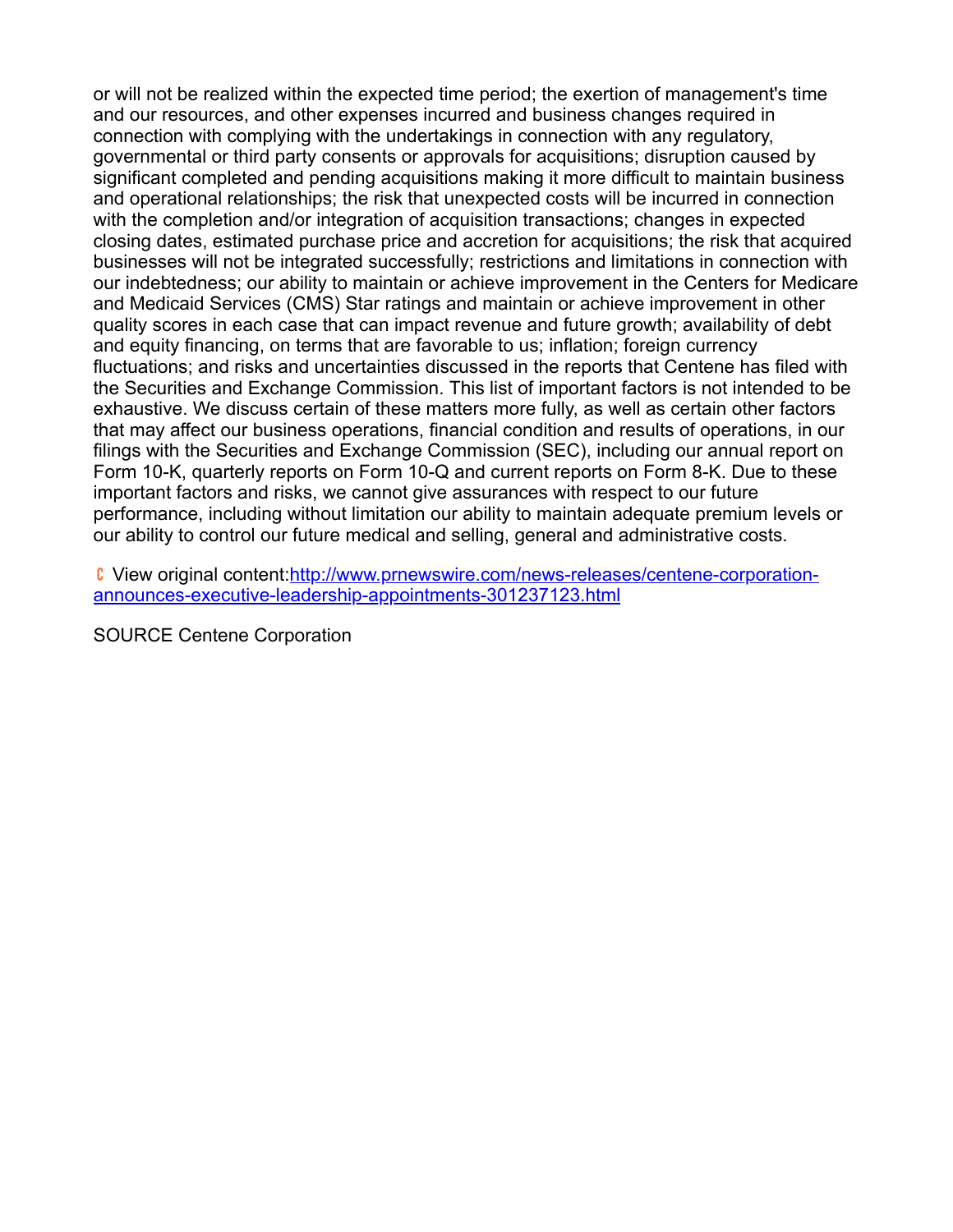or will not be realized within the expected time period; the exertion of management's time and our resources, and other expenses incurred and business changes required in connection with complying with the undertakings in connection with any regulatory, governmental or third party consents or approvals for acquisitions; disruption caused by significant completed and pending acquisitions making it more difficult to maintain business and operational relationships; the risk that unexpected costs will be incurred in connection with the completion and/or integration of acquisition transactions; changes in expected closing dates, estimated purchase price and accretion for acquisitions; the risk that acquired businesses will not be integrated successfully; restrictions and limitations in connection with our indebtedness; our ability to maintain or achieve improvement in the Centers for Medicare and Medicaid Services (CMS) Star ratings and maintain or achieve improvement in other quality scores in each case that can impact revenue and future growth; availability of debt and equity financing, on terms that are favorable to us; inflation; foreign currency fluctuations; and risks and uncertainties discussed in the reports that Centene has filed with the Securities and Exchange Commission. This list of important factors is not intended to be exhaustive. We discuss certain of these matters more fully, as well as certain other factors that may affect our business operations, financial condition and results of operations, in our filings with the Securities and Exchange Commission (SEC), including our annual report on Form 10-K, quarterly reports on Form 10-Q and current reports on Form 8-K. Due to these important factors and risks, we cannot give assurances with respect to our future performance, including without limitation our ability to maintain adequate premium levels or our ability to control our future medical and selling, general and administrative costs.

View original content:[http://www.prnewswire.com/news-releases/centene-corporation-announces-executive-leadership-appointments-301237123.html](http://www.prnewswire.com/news-releases/centene-corporation-announces-executive-leadership-appointments-301237123.html)

SOURCE Centene Corporation